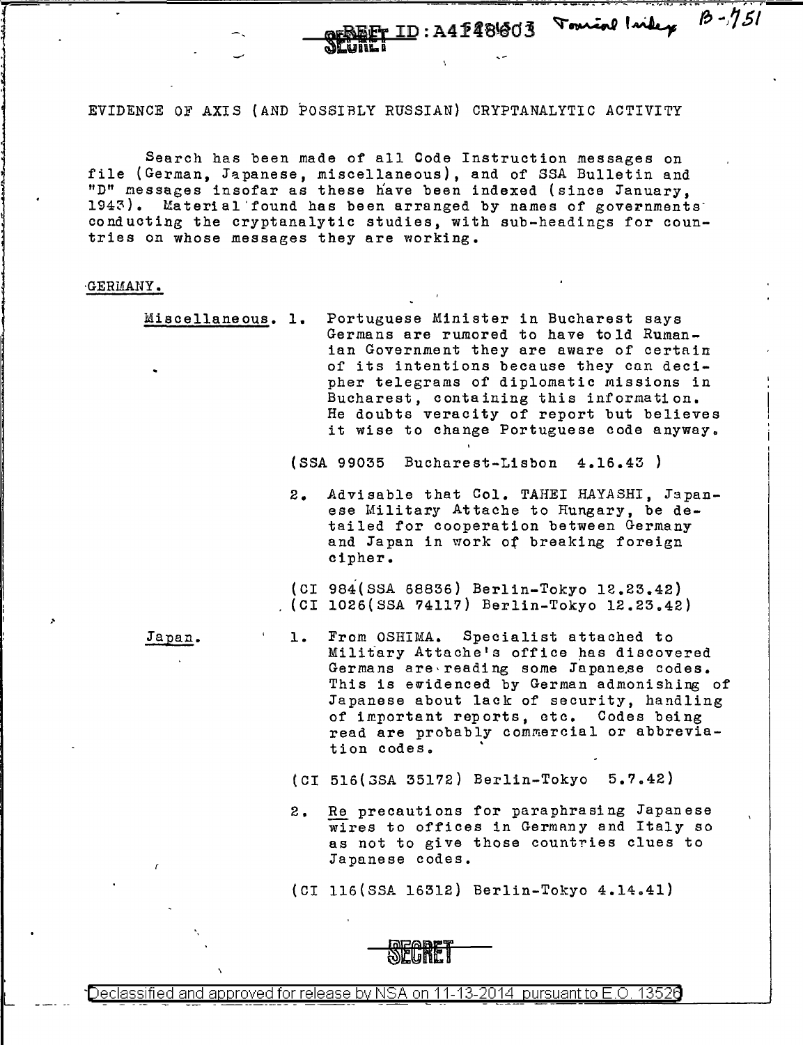SECRET

# EVIDENCE OF AXIS (AND POSSIBLY RUSSIAN) CRYPTANALYTIC ACTIVITY

Search has been made of all Code Instruction messages on file (German, Japanese, miscellaneous), and of SSA Bulletin and "D" messages insofar as these have been indexed (since January, 1943). Material found has been arranged by names of governments conducting the cryptanalytic studies, with sub-headings for countries on whose messages they are working.

## GERMANY.

### Miscellaneous.

1. Portuguese Minister in Bucharest says Germans are rumored to have told Rumanian Government they are aware of certain of its intentions because they can decipher telegrams of diplomatic missions in Bucharest, containing this information. He doubts veracity of report but believes it wise to change Portuguese code anyway.

   (SSA 99035 Bucharest-Lisbon 4.16.43 )

2. Advisable that Col. TAHEI HAYASHI, Japanese Military Attache to Hungary, be detailed for cooperation between Germany and Japan in work of breaking foreign cipher.

   (CI 984(SSA 68836) Berlin-Tokyo 12.23.42)
   (CI 1026(SSA 74117) Berlin-Tokyo 12.23.42)

### Japan.

1. From OSHIMA. Specialist attached to Military Attache's office has discovered Germans are reading some Japanese codes. This is evidenced by German admonishing of Japanese about lack of security, handling of important reports, etc. Codes being read are probably commercial or abbreviation codes.

   (CI 516(SSA 35172) Berlin-Tokyo 5.7.42)

2. Re precautions for paraphrasing Japanese wires to offices in Germany and Italy so as not to give those countries clues to Japanese codes.

   (CI 116(SSA 16312) Berlin-Tokyo 4.14.41)

SECRET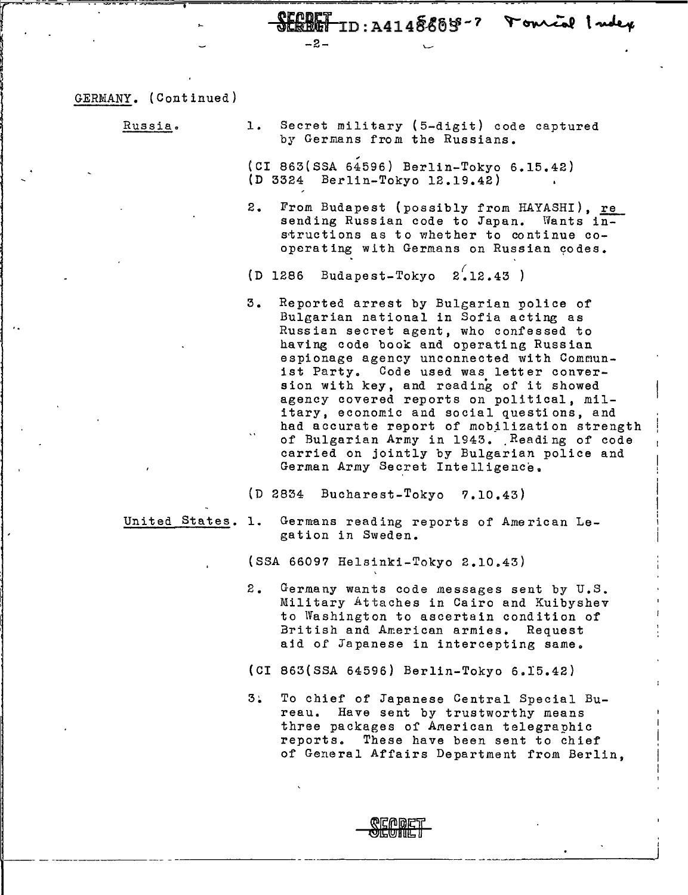GERMANY. (Continued)

Russia.

1. Secret military (5-digit) code captured by Germans from the Russians.

   (CI 863(SSA 64596) Berlin-Tokyo 6.15.42)
   (D 3324 Berlin-Tokyo 12.19.42)

2. From Budapest (possibly from HAYASHI), re sending Russian code to Japan. Wants instructions as to whether to continue cooperating with Germans on Russian codes.

   (D 1286 Budapest-Tokyo 2.12.43 )

3. Reported arrest by Bulgarian police of Bulgarian national in Sofia acting as Russian secret agent, who confessed to having code book and operating Russian espionage agency unconnected with Communist Party. Code used was letter conversion with key, and reading of it showed agency covered reports on political, military, economic and social questions, and had accurate report of mobilization strength of Bulgarian Army in 1943. Reading of code carried on jointly by Bulgarian police and German Army Secret Intelligence.

   (D 2834 Bucharest-Tokyo 7.10.43)

United States.

1. Germans reading reports of American Legation in Sweden.

   (SSA 66097 Helsinki-Tokyo 2.10.43)

2. Germany wants code messages sent by U.S. Military Attaches in Cairo and Kuibyshev to Washington to ascertain condition of British and American armies. Request aid of Japanese in intercepting same.

   (CI 863(SSA 64596) Berlin-Tokyo 6.15.42)

3. To chief of Japanese Central Special Bureau. Have sent by trustworthy means three packages of American telegraphic reports. These have been sent to chief of General Affairs Department from Berlin,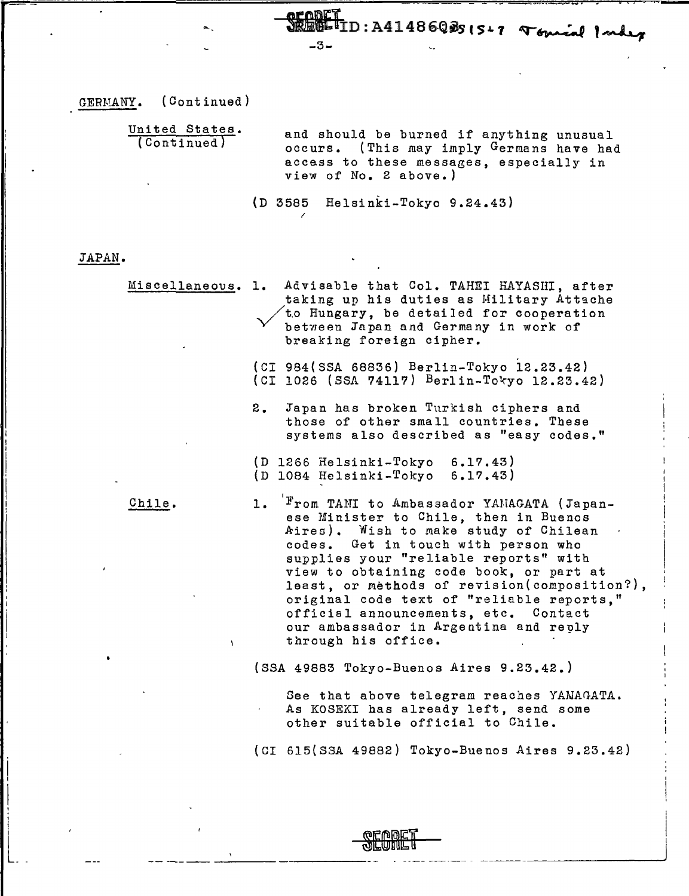GERMANY. (Continued)

United States. (Continued)

and should be burned if anything unusual occurs. (This may imply Germans have had access to these messages, especially in view of No. 2 above.)

(D 3585 Helsinki-Tokyo 9.24.43)

JAPAN.

Miscellaneous.

1. Advisable that Col. TAHEI HAYASHI, after taking up his duties as Military Attache to Hungary, be detailed for cooperation between Japan and Germany in work of breaking foreign cipher.

(CI 984(SSA 68836) Berlin-Tokyo 12.23.42)
(CI 1026 (SSA 74117) Berlin-Tokyo 12.23.42)

2. Japan has broken Turkish ciphers and those of other small countries. These systems also described as "easy codes."

(D 1266 Helsinki-Tokyo 6.17.43)
(D 1084 Helsinki-Tokyo 6.17.43)

Chile.

1. From TANI to Ambassador YAMAGATA (Japanese Minister to Chile, then in Buenos Aires). Wish to make study of Chilean codes. Get in touch with person who supplies your "reliable reports" with view to obtaining code book, or part at least, or methods of revision(composition?), original code text of "reliable reports," official announcements, etc. Contact our ambassador in Argentina and reply through his office.

(SSA 49883 Tokyo-Buenos Aires 9.23.42.)

See that above telegram reaches YAMAGATA. As KOSEKI has already left, send some other suitable official to Chile.

(CI 615(SSA 49882) Tokyo-Buenos Aires 9.23.42)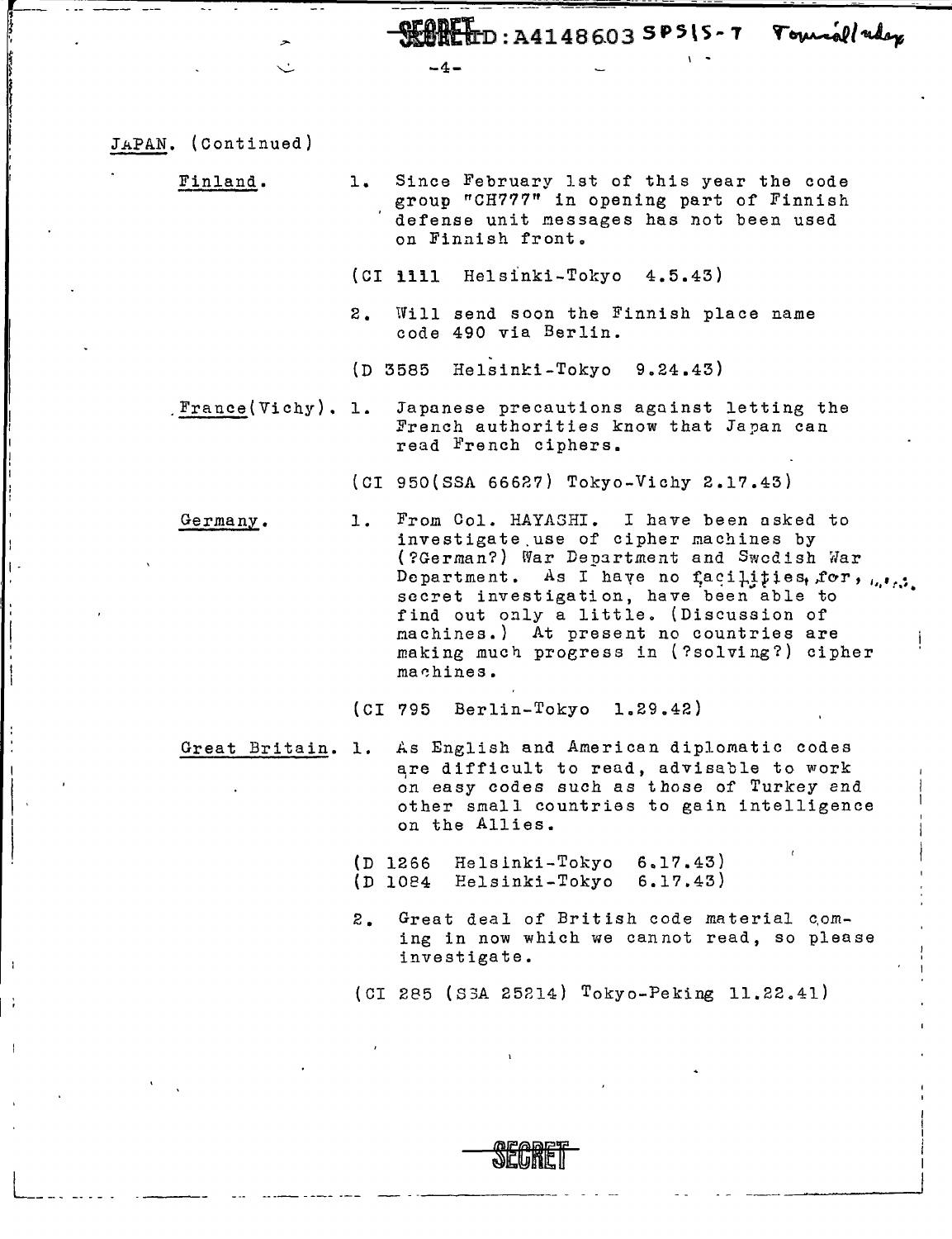JAPAN. (Continued)

Finland.

1. Since February 1st of this year the code group "CH777" in opening part of Finnish defense unit messages has not been used on Finnish front.

(CI 1111 Helsinki-Tokyo 4.5.43)

2. Will send soon the Finnish place name code 490 via Berlin.

(D 3585 Helsinki-Tokyo 9.24.43)

France(Vichy).

1. Japanese precautions against letting the French authorities know that Japan can read French ciphers.

(CI 950(SSA 66627) Tokyo-Vichy 2.17.43)

Germany.

1. From Col. HAYASHI. I have been asked to investigate use of cipher machines by (?German?) War Department and Swedish War Department. As I have no facilities for secret investigation, have been able to find out only a little. (Discussion of machines.) At present no countries are making much progress in (?solving?) cipher machines.

(CI 795 Berlin-Tokyo 1.29.42)

Great Britain.

1. As English and American diplomatic codes are difficult to read, advisable to work on easy codes such as those of Turkey and other small countries to gain intelligence on the Allies.

(D 1266 Helsinki-Tokyo 6.17.43)
(D 1084 Helsinki-Tokyo 6.17.43)

2. Great deal of British code material coming in now which we cannot read, so please investigate.

(CI 285 (SSA 25214) Tokyo-Peking 11.22.41)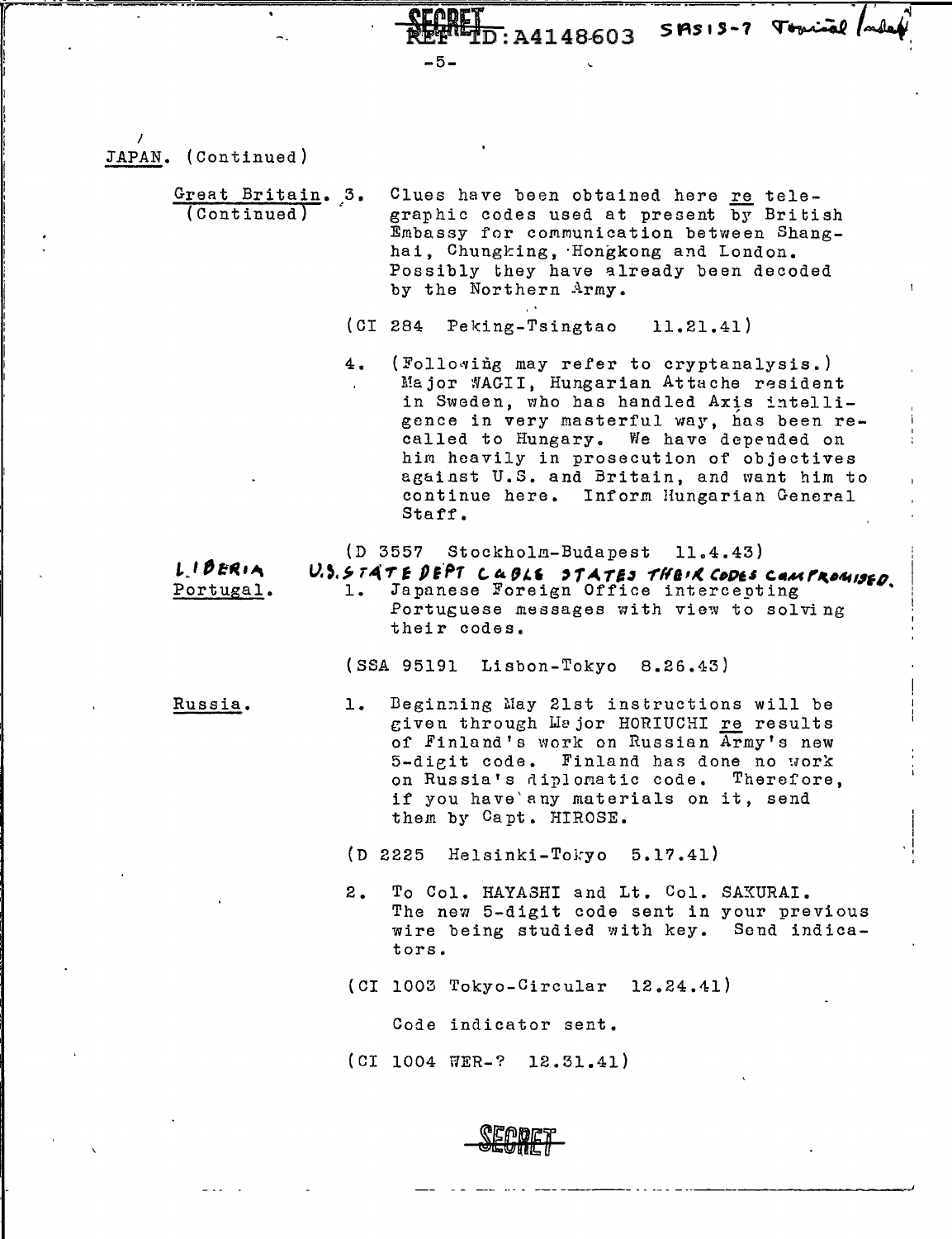JAPAN. (Continued)

Great Britain. (Continued)

3. Clues have been obtained here re telegraphic codes used at present by British Embassy for communication between Shanghai, Chungking, Hongkong and London. Possibly they have already been decoded by the Northern Army.

(CI 284 Peking-Tsingtao 11.21.41)

4. (Following may refer to cryptanalysis.) Major WAGII, Hungarian Attache resident in Sweden, who has handled Axis intelligence in very masterful way, has been recalled to Hungary. We have depended on him heavily in prosecution of objectives against U.S. and Britain, and want him to continue here. Inform Hungarian General Staff.

(D 3557 Stockholm-Budapest 11.4.43)

LIBERIA — U.S. STATE DEPT CABLE STATES THEIR CODES COMPROMISED.

Portugal.

1. Japanese Foreign Office intercepting Portuguese messages with view to solving their codes.

(SSA 95191 Lisbon-Tokyo 8.26.43)

Russia.

1. Beginning May 21st instructions will be given through Major HORIUCHI re results of Finland's work on Russian Army's new 5-digit code. Finland has done no work on Russia's diplomatic code. Therefore, if you have any materials on it, send them by Capt. HIROSE.

(D 2225 Helsinki-Tokyo 5.17.41)

2. To Col. HAYASHI and Lt. Col. SAKURAI. The new 5-digit code sent in your previous wire being studied with key. Send indicators.

(CI 1003 Tokyo-Circular 12.24.41)

Code indicator sent.

(CI 1004 WER-? 12.31.41)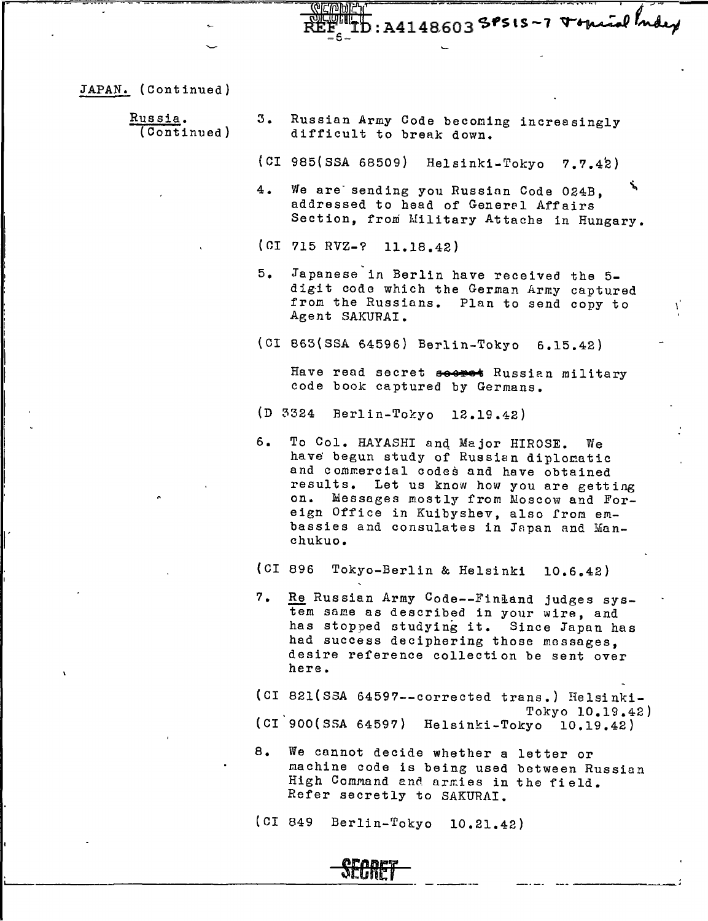JAPAN. (Continued)

Russia. (Continued)

3. Russian Army Code becoming increasingly difficult to break down.

(CI 985(SSA 68509) Helsinki-Tokyo 7.7.42)

4. We are sending you Russian Code 024B, addressed to head of General Affairs Section, from Military Attache in Hungary.

(CI 715 RVZ-? 11.18.42)

5. Japanese in Berlin have received the 5-digit code which the German Army captured from the Russians. Plan to send copy to Agent SAKURAI.

(CI 863(SSA 64596) Berlin-Tokyo 6.15.42)

Have read secret ~~secret~~ Russian military code book captured by Germans.

(D 3324 Berlin-Tokyo 12.19.42)

6. To Col. HAYASHI and Major HIROSE. We have begun study of Russian diplomatic and commercial codes and have obtained results. Let us know how you are getting on. Messages mostly from Moscow and Foreign Office in Kuibyshev, also from embassies and consulates in Japan and Manchukuo.

(CI 896 Tokyo-Berlin & Helsinki 10.6.42)

7. Re Russian Army Code--Finland judges system same as described in your wire, and has stopped studying it. Since Japan has had success deciphering those messages, desire reference collection be sent over here.

(CI 821(SSA 64597--corrected trans.) Helsinki-Tokyo 10.19.42)
(CI 900(SSA 64597) Helsinki-Tokyo 10.19.42)

8. We cannot decide whether a letter or machine code is being used between Russian High Command and armies in the field. Refer secretly to SAKURAI.

(CI 849 Berlin-Tokyo 10.21.42)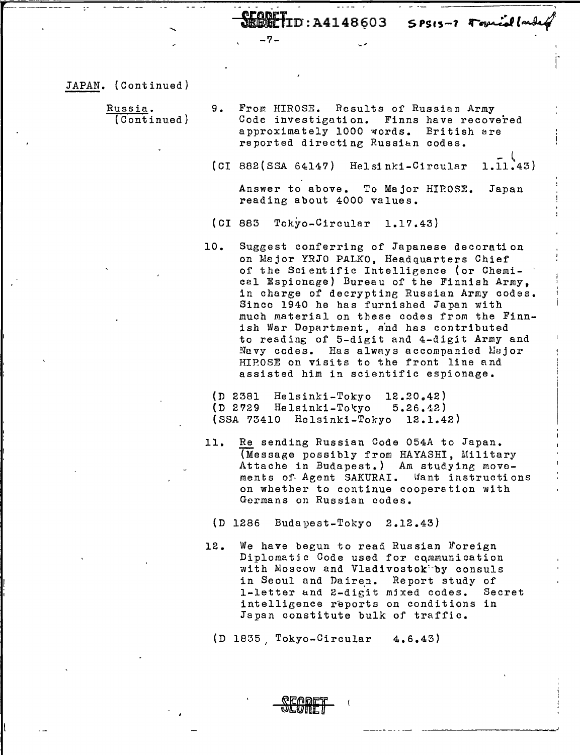JAPAN. (Continued)

Russia. (Continued)

9. From HIROSE. Results of Russian Army Code investigation. Finns have recovered approximately 1000 words. British are reported directing Russian codes.

   (CI 882(SSA 64147) Helsinki-Circular 1.11.43)

   Answer to above. To Major HIROSE. Japan reading about 4000 values.

   (CI 883 Tokyo-Circular 1.17.43)

10. Suggest conferring of Japanese decoration on Major YRJO PALKO, Headquarters Chief of the Scientific Intelligence (or Chemical Espionage) Bureau of the Finnish Army, in charge of decrypting Russian Army codes. Since 1940 he has furnished Japan with much material on these codes from the Finnish War Department, and has contributed to reading of 5-digit and 4-digit Army and Navy codes. Has always accompanied Major HIROSE on visits to the front line and assisted him in scientific espionage.

    (D 2381 Helsinki-Tokyo 12.20.42)
    (D 2729 Helsinki-Tokyo 5.26.42)
    (SSA 73410 Helsinki-Tokyo 12.1.42)

11. Re sending Russian Code 054A to Japan. (Message possibly from HAYASHI, Military Attache in Budapest.) Am studying movements of Agent SAKURAI. Want instructions on whether to continue cooperation with Germans on Russian codes.

    (D 1286 Budapest-Tokyo 2.12.43)

12. We have begun to read Russian Foreign Diplomatic Code used for communication with Moscow and Vladivostok by consuls in Seoul and Dairen. Report study of 1-letter and 2-digit mixed codes. Secret intelligence reports on conditions in Japan constitute bulk of traffic.

    (D 1835 Tokyo-Circular 4.6.43)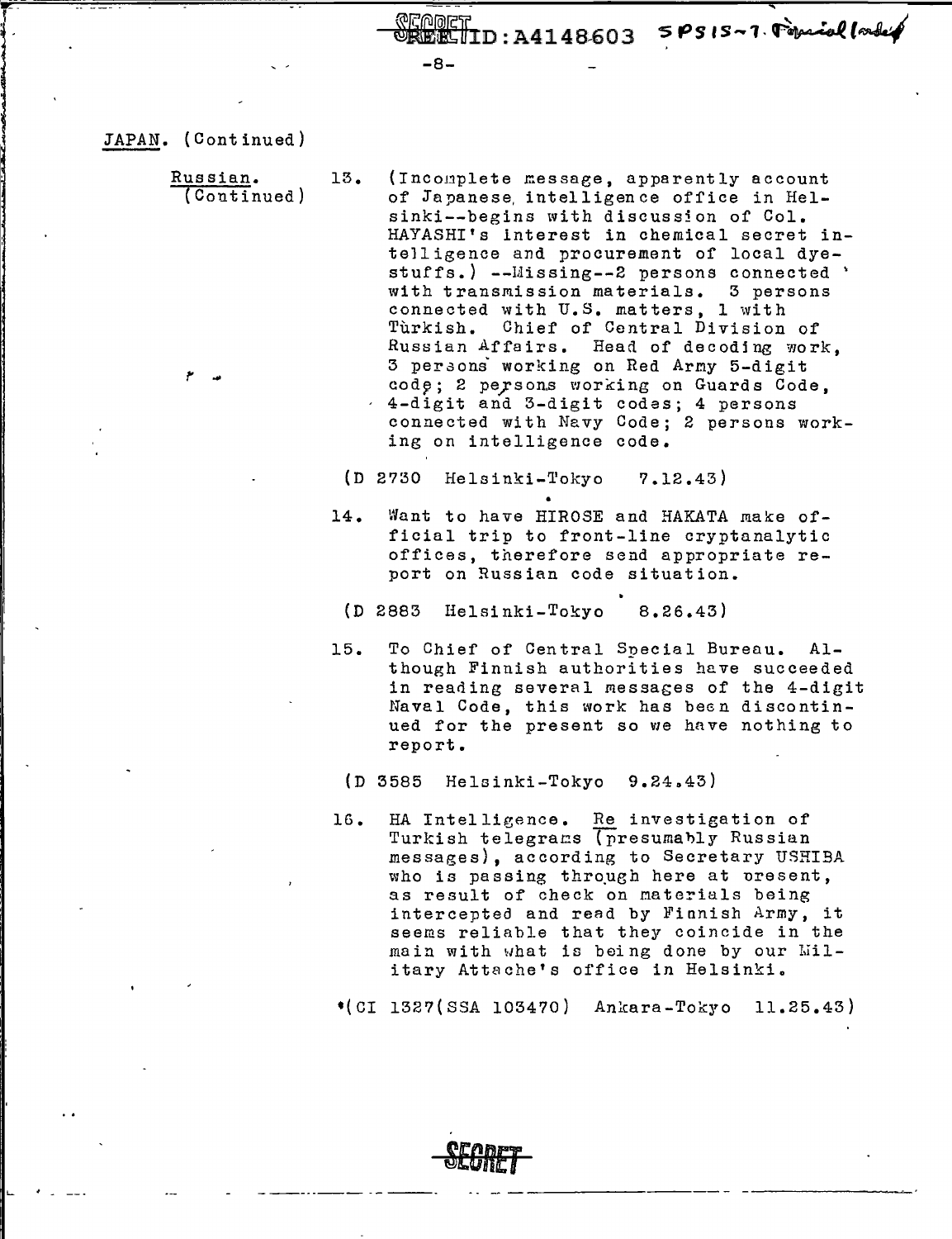JAPAN. (Continued)

Russian. (Continued)

13. (Incomplete message, apparently account of Japanese intelligence office in Helsinki--begins with discussion of Col. HAYASHI's interest in chemical secret intelligence and procurement of local dyestuffs.) --Missing--2 persons connected with transmission materials. 3 persons connected with U.S. matters, 1 with Turkish. Chief of Central Division of Russian Affairs. Head of decoding work, 3 persons working on Red Army 5-digit code; 2 persons working on Guards Code, 4-digit and 3-digit codes; 4 persons connected with Navy Code; 2 persons working on intelligence code.

(D 2730 Helsinki-Tokyo 7.12.43)

14. Want to have HIROSE and HAKATA make official trip to front-line cryptanalytic offices, therefore send appropriate report on Russian code situation.

(D 2883 Helsinki-Tokyo 8.26.43)

15. To Chief of Central Special Bureau. Although Finnish authorities have succeeded in reading several messages of the 4-digit Naval Code, this work has been discontinued for the present so we have nothing to report.

(D 3585 Helsinki-Tokyo 9.24.43)

16. HA Intelligence. Re investigation of Turkish telegrams (presumably Russian messages), according to Secretary USHIBA who is passing through here at present, as result of check on materials being intercepted and read by Finnish Army, it seems reliable that they coincide in the main with what is being done by our Military Attache's office in Helsinki.

*(CI 1327(SSA 103470) Ankara-Tokyo 11.25.43)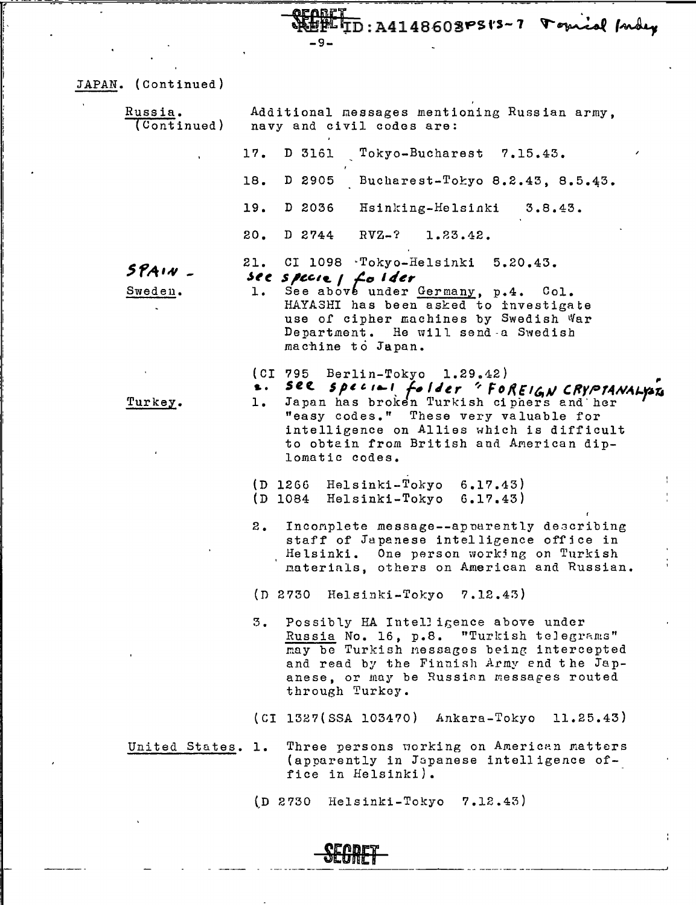JAPAN. (Continued)

Russia. (Continued)

Additional messages mentioning Russian army, navy and civil codes are:

17. D 3161 Tokyo-Bucharest 7.15.43.

18. D 2905 Bucharest-Tokyo 8.2.43, 8.5.43.

19. D 2036 Hsinking-Helsinki 3.8.43.

20. D 2744 RVZ-? 1.23.42.

21. CI 1098 Tokyo-Helsinki 5.20.43.

SPAIN - see special folder

Sweden.

1. See above under Germany, p.4. Col. HAYASHI has been asked to investigate use of cipher machines by Swedish War Department. He will send a Swedish machine to Japan.

(CI 795 Berlin-Tokyo 1.29.42)

2. see special folder "FOREIGN CRYPTANALYSTS"

Turkey.

1. Japan has broken Turkish ciphers and her "easy codes." These very valuable for intelligence on Allies which is difficult to obtain from British and American diplomatic codes.

(D 1266 Helsinki-Tokyo 6.17.43)
(D 1084 Helsinki-Tokyo 6.17.43)

2. Incomplete message--apparently describing staff of Japanese intelligence office in Helsinki. One person working on Turkish materials, others on American and Russian.

(D 2730 Helsinki-Tokyo 7.12.43)

3. Possibly HA Intelligence above under Russia No. 16, p.8. "Turkish telegrams" may be Turkish messages being intercepted and read by the Finnish Army and the Japanese, or may be Russian messages routed through Turkey.

(CI 1327(SSA 103470) Ankara-Tokyo 11.25.43)

United States. 1. Three persons working on American matters (apparently in Japanese intelligence office in Helsinki).

(D 2730 Helsinki-Tokyo 7.12.43)

SECRET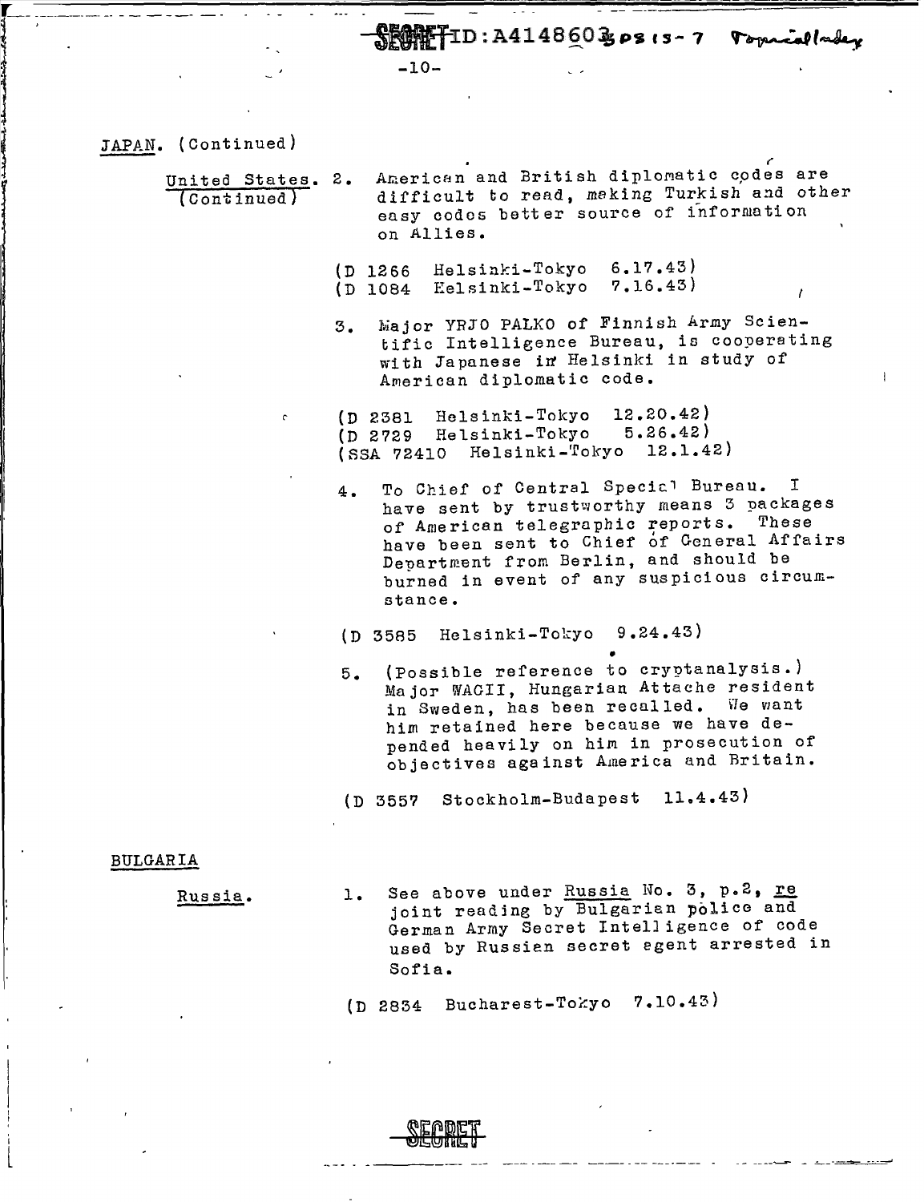JAPAN. (Continued)

United States. (Continued)

2. American and British diplomatic codes are difficult to read, making Turkish and other easy codes better source of information on Allies.

(D 1266 Helsinki-Tokyo 6.17.43)
(D 1084 Helsinki-Tokyo 7.16.43)

3. Major YRJO PALKO of Finnish Army Scientific Intelligence Bureau, is cooperating with Japanese in Helsinki in study of American diplomatic code.

(D 2381 Helsinki-Tokyo 12.20.42)
(D 2729 Helsinki-Tokyo 5.26.42)
(SSA 72410 Helsinki-Tokyo 12.1.42)

4. To Chief of Central Special Bureau. I have sent by trustworthy means 3 packages of American telegraphic reports. These have been sent to Chief of General Affairs Department from Berlin, and should be burned in event of any suspicious circumstance.

(D 3585 Helsinki-Tokyo 9.24.43)

5. (Possible reference to cryptanalysis.) Major WAGII, Hungarian Attache resident in Sweden, has been recalled. We want him retained here because we have depended heavily on him in prosecution of objectives against America and Britain.

(D 3557 Stockholm-Budapest 11.4.43)

BULGARIA

Russia.

1. See above under Russia No. 3, p.2, re joint reading by Bulgarian police and German Army Secret Intelligence of code used by Russian secret agent arrested in Sofia.

(D 2834 Bucharest-Tokyo 7.10.43)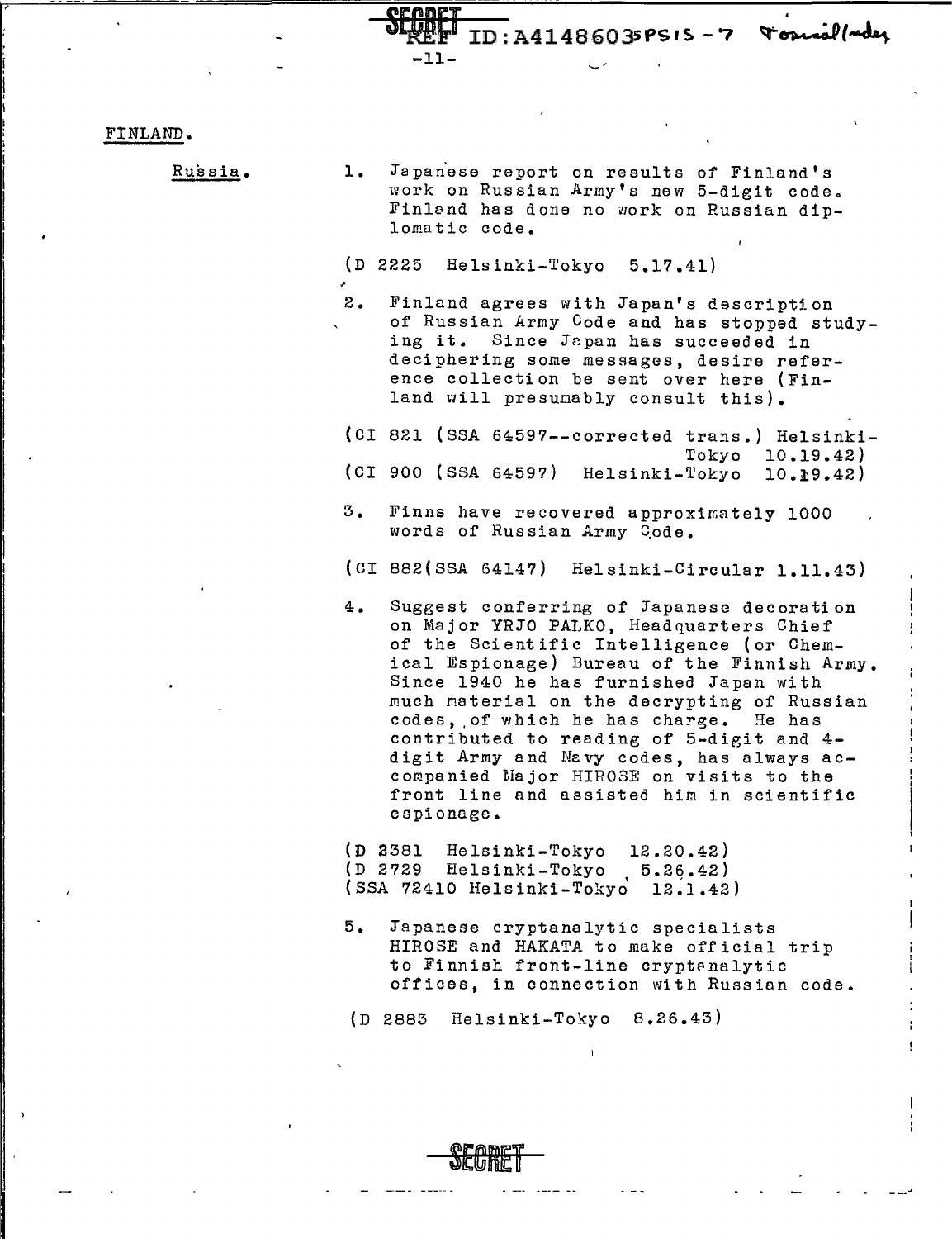FINLAND.

Russia.

1. Japanese report on results of Finland's work on Russian Army's new 5-digit code. Finland has done no work on Russian diplomatic code.

(D 2225 Helsinki-Tokyo 5.17.41)

2. Finland agrees with Japan's description of Russian Army Code and has stopped studying it. Since Japan has succeeded in deciphering some messages, desire reference collection be sent over here (Finland will presumably consult this).

(CI 821 (SSA 64597--corrected trans.) Helsinki-Tokyo 10.19.42)
(CI 900 (SSA 64597) Helsinki-Tokyo 10.19.42)

3. Finns have recovered approximately 1000 words of Russian Army Code.

(CI 882(SSA 64147) Helsinki-Circular 1.11.43)

4. Suggest conferring of Japanese decoration on Major YRJO PALKO, Headquarters Chief of the Scientific Intelligence (or Chemical Espionage) Bureau of the Finnish Army. Since 1940 he has furnished Japan with much material on the decrypting of Russian codes, of which he has charge. He has contributed to reading of 5-digit and 4-digit Army and Navy codes, has always accompanied Major HIROSE on visits to the front line and assisted him in scientific espionage.

(D 2381 Helsinki-Tokyo 12.20.42)
(D 2729 Helsinki-Tokyo 5.26.42)
(SSA 72410 Helsinki-Tokyo 12.1.42)

5. Japanese cryptanalytic specialists HIROSE and HAKATA to make official trip to Finnish front-line cryptanalytic offices, in connection with Russian code.

(D 2883 Helsinki-Tokyo 8.26.43)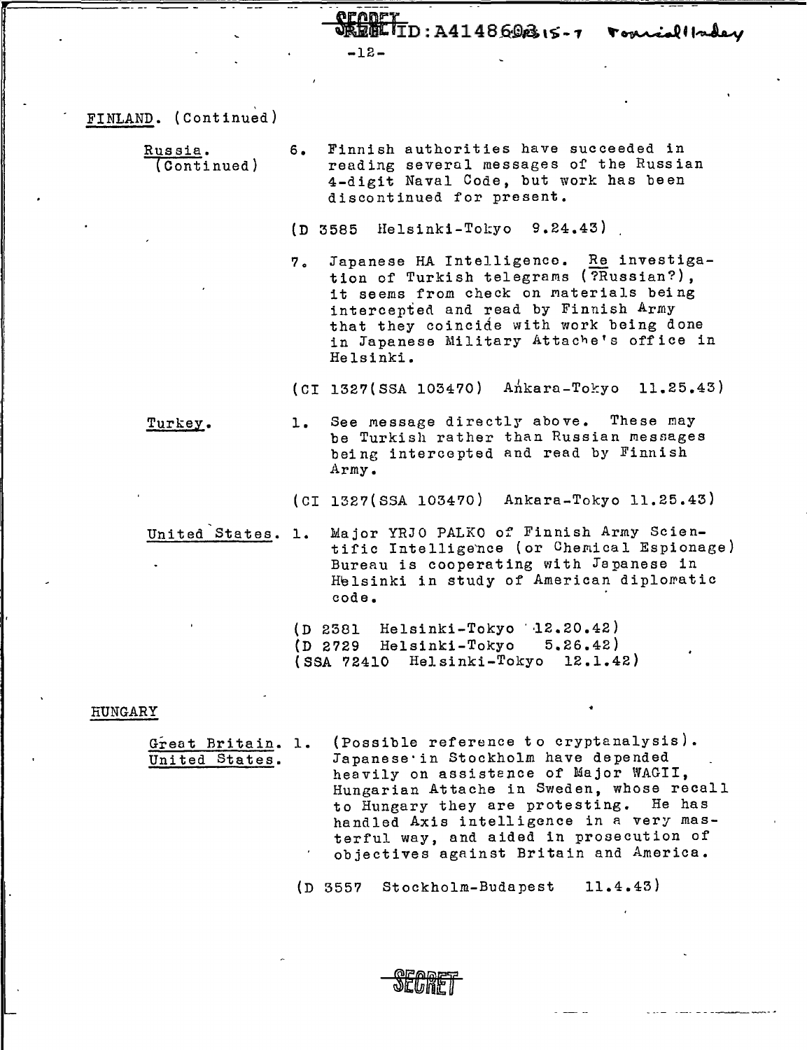FINLAND. (Continued)

Russia. (Continued)

6. Finnish authorities have succeeded in reading several messages of the Russian 4-digit Naval Code, but work has been discontinued for present.

(D 3585 Helsinki-Tokyo 9.24.43)

7. Japanese HA Intelligence. Re investigation of Turkish telegrams (?Russian?), it seems from check on materials being intercepted and read by Finnish Army that they coincide with work being done in Japanese Military Attache's office in Helsinki.

(CI 1327(SSA 103470) Ankara-Tokyo 11.25.43)

Turkey.

1. See message directly above. These may be Turkish rather than Russian messages being intercepted and read by Finnish Army.

(CI 1327(SSA 103470) Ankara-Tokyo 11.25.43)

United States.

1. Major YRJO PALKO of Finnish Army Scientific Intelligence (or Chemical Espionage) Bureau is cooperating with Japanese in Helsinki in study of American diplomatic code.

(D 2381 Helsinki-Tokyo 12.20.42)
(D 2729 Helsinki-Tokyo 5.26.42)
(SSA 72410 Helsinki-Tokyo 12.1.42)

HUNGARY

Great Britain. United States.

1. (Possible reference to cryptanalysis). Japanese in Stockholm have depended heavily on assistance of Major WAGII, Hungarian Attache in Sweden, whose recall to Hungary they are protesting. He has handled Axis intelligence in a very masterful way, and aided in prosecution of objectives against Britain and America.

(D 3557 Stockholm-Budapest 11.4.43)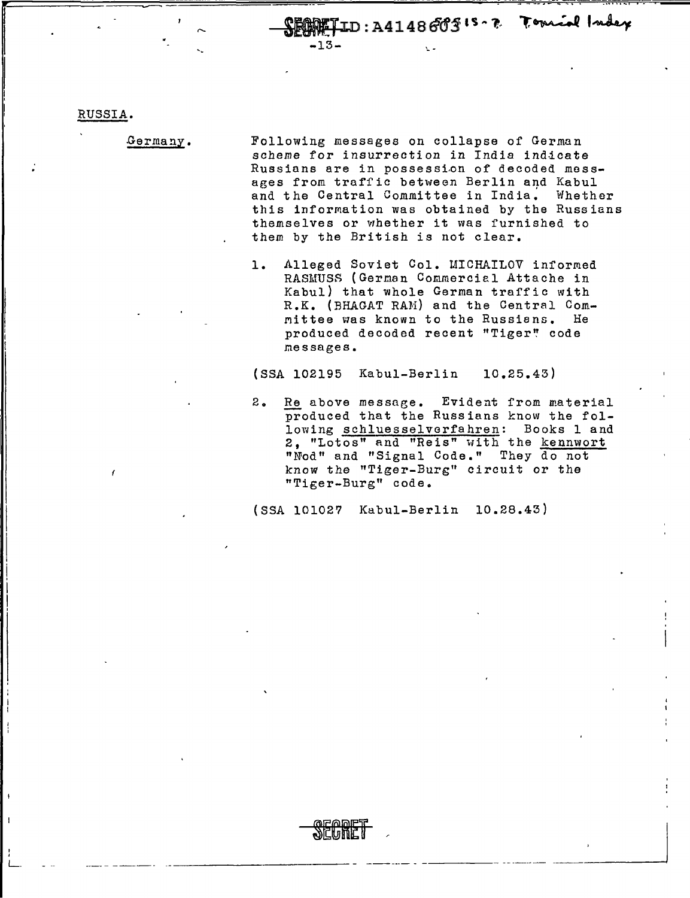RUSSIA.

Germany.

Following messages on collapse of German scheme for insurrection in India indicate Russians are in possession of decoded messages from traffic between Berlin and Kabul and the Central Committee in India. Whether this information was obtained by the Russians themselves or whether it was furnished to them by the British is not clear.

1. Alleged Soviet Col. MICHAILOV informed RASMUSS (German Commercial Attache in Kabul) that whole German traffic with R.K. (BHAGAT RAM) and the Central Committee was known to the Russians. He produced decoded recent "Tiger" code messages.

(SSA 102195 Kabul-Berlin 10.25.43)

2. Re above message. Evident from material produced that the Russians know the following schluesselverfahren: Books 1 and 2, "Lotos" and "Reis" with the kennwort "Nod" and "Signal Code." They do not know the "Tiger-Burg" circuit or the "Tiger-Burg" code.

(SSA 101027 Kabul-Berlin 10.28.43)